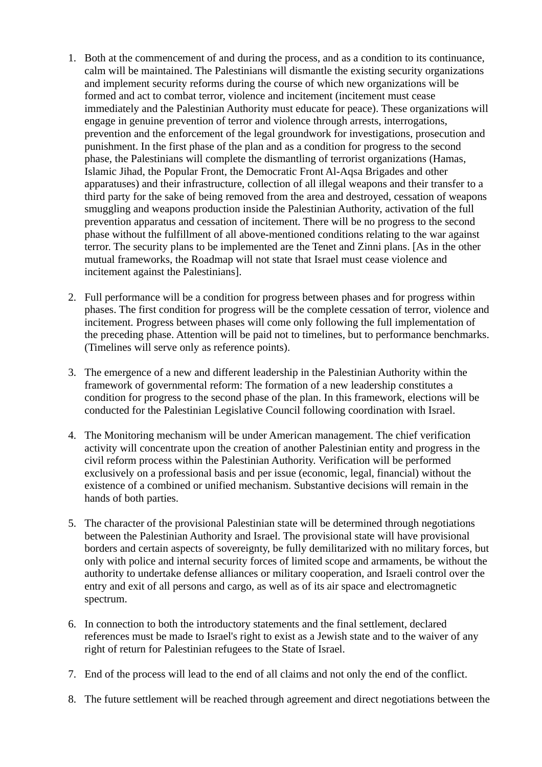1. Both at the commencement of and during the process, and as a condition to its continuance, calm will be maintained. The Palestinians will dismantle the existing security organizations and implement security reforms during the course of which new organizations will be formed and act to combat terror, violence and incitement (incitement must cease immediately and the Palestinian Authority must educate for peace). These organizations will engage in genuine prevention of terror and violence through arrests, interrogations, prevention and the enforcement of the legal groundwork for investigations, prosecution and punishment. In the first phase of the plan and as a condition for progress to the second phase, the Palestinians will complete the dismantling of terrorist organizations (Hamas, Islamic Jihad, the Popular Front, the Democratic Front Al-Aqsa Brigades and other apparatuses) and their infrastructure, collection of all illegal weapons and their transfer to a third party for the sake of being removed from the area and destroyed, cessation of weapons smuggling and weapons production inside the Palestinian Authority, activation of the full prevention apparatus and cessation of incitement. There will be no progress to the second phase without the fulfillment of all above-mentioned conditions relating to the war against terror. The security plans to be implemented are the Tenet and Zinni plans. [As in the other mutual frameworks, the Roadmap will not state that Israel must cease violence and incitement against the Palestinians].

2. Full performance will be a condition for progress between phases and for progress within phases. The first condition for progress will be the complete cessation of terror, violence and incitement. Progress between phases will come only following the full implementation of the preceding phase. Attention will be paid not to timelines, but to performance benchmarks. (Timelines will serve only as reference points).

3. The emergence of a new and different leadership in the Palestinian Authority within the framework of governmental reform: The formation of a new leadership constitutes a condition for progress to the second phase of the plan. In this framework, elections will be conducted for the Palestinian Legislative Council following coordination with Israel.

4. The Monitoring mechanism will be under American management. The chief verification activity will concentrate upon the creation of another Palestinian entity and progress in the civil reform process within the Palestinian Authority. Verification will be performed exclusively on a professional basis and per issue (economic, legal, financial) without the existence of a combined or unified mechanism. Substantive decisions will remain in the hands of both parties.

5. The character of the provisional Palestinian state will be determined through negotiations between the Palestinian Authority and Israel. The provisional state will have provisional borders and certain aspects of sovereignty, be fully demilitarized with no military forces, but only with police and internal security forces of limited scope and armaments, be without the authority to undertake defense alliances or military cooperation, and Israeli control over the entry and exit of all persons and cargo, as well as of its air space and electromagnetic spectrum.

6. In connection to both the introductory statements and the final settlement, declared references must be made to Israel's right to exist as a Jewish state and to the waiver of any right of return for Palestinian refugees to the State of Israel.

7. End of the process will lead to the end of all claims and not only the end of the conflict.

8. The future settlement will be reached through agreement and direct negotiations between the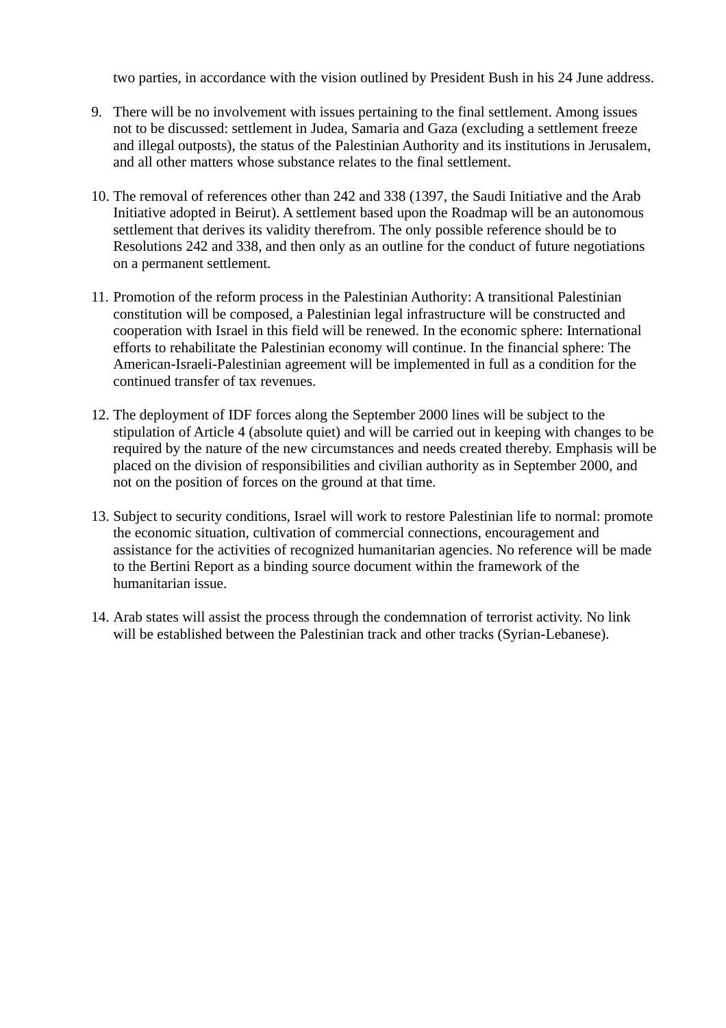two parties, in accordance with the vision outlined by President Bush in his 24 June address.

9. There will be no involvement with issues pertaining to the final settlement. Among issues not to be discussed: settlement in Judea, Samaria and Gaza (excluding a settlement freeze and illegal outposts), the status of the Palestinian Authority and its institutions in Jerusalem, and all other matters whose substance relates to the final settlement.

10. The removal of references other than 242 and 338 (1397, the Saudi Initiative and the Arab Initiative adopted in Beirut). A settlement based upon the Roadmap will be an autonomous settlement that derives its validity therefrom. The only possible reference should be to Resolutions 242 and 338, and then only as an outline for the conduct of future negotiations on a permanent settlement.

11. Promotion of the reform process in the Palestinian Authority: A transitional Palestinian constitution will be composed, a Palestinian legal infrastructure will be constructed and cooperation with Israel in this field will be renewed. In the economic sphere: International efforts to rehabilitate the Palestinian economy will continue. In the financial sphere: The American-Israeli-Palestinian agreement will be implemented in full as a condition for the continued transfer of tax revenues.

12. The deployment of IDF forces along the September 2000 lines will be subject to the stipulation of Article 4 (absolute quiet) and will be carried out in keeping with changes to be required by the nature of the new circumstances and needs created thereby. Emphasis will be placed on the division of responsibilities and civilian authority as in September 2000, and not on the position of forces on the ground at that time.

13. Subject to security conditions, Israel will work to restore Palestinian life to normal: promote the economic situation, cultivation of commercial connections, encouragement and assistance for the activities of recognized humanitarian agencies. No reference will be made to the Bertini Report as a binding source document within the framework of the humanitarian issue.

14. Arab states will assist the process through the condemnation of terrorist activity. No link will be established between the Palestinian track and other tracks (Syrian-Lebanese).